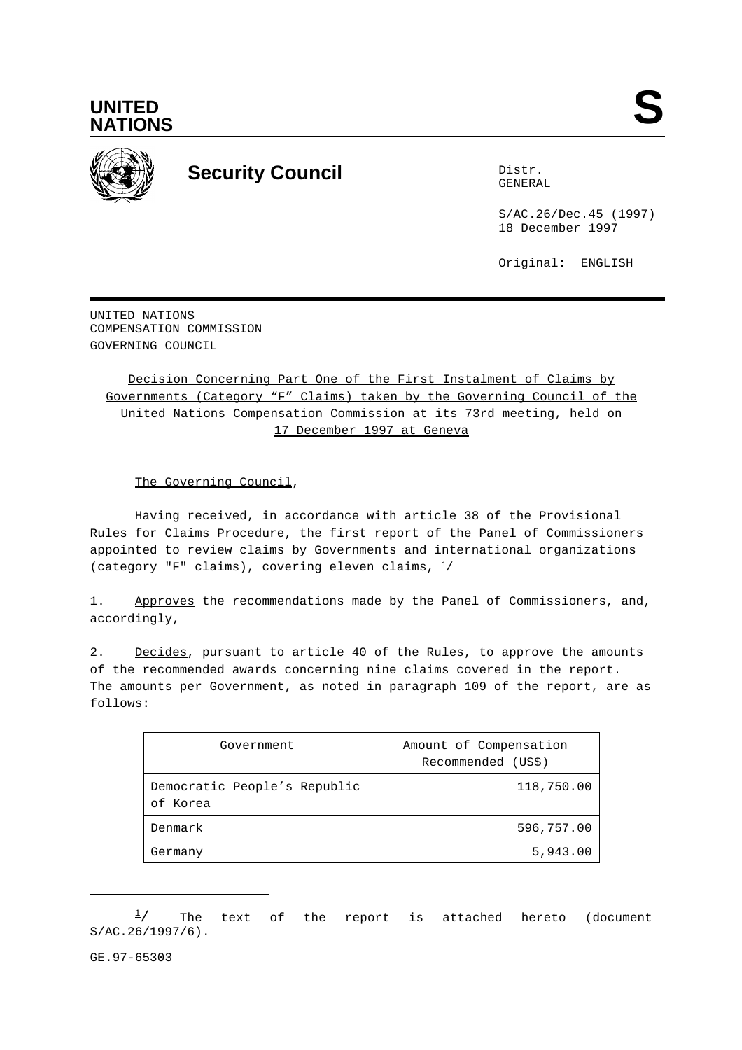UNITED NATIONS

S

# Security Council

Distr.
GENERAL

S/AC.26/Dec.45 (1997)
18 December 1997

Original: ENGLISH

UNITED NATIONS
COMPENSATION COMMISSION
GOVERNING COUNCIL

## Decision Concerning Part One of the First Instalment of Claims by Governments (Category "F" Claims) taken by the Governing Council of the United Nations Compensation Commission at its 73rd meeting, held on 17 December 1997 at Geneva

The Governing Council,

Having received, in accordance with article 38 of the Provisional Rules for Claims Procedure, the first report of the Panel of Commissioners appointed to review claims by Governments and international organizations (category "F" claims), covering eleven claims, [1]/

1. Approves the recommendations made by the Panel of Commissioners, and, accordingly,

2. Decides, pursuant to article 40 of the Rules, to approve the amounts of the recommended awards concerning nine claims covered in the report. The amounts per Government, as noted in paragraph 109 of the report, are as follows:

| Government | Amount of Compensation Recommended (US$) |
| --- | --- |
| Democratic People's Republic of Korea | 118,750.00 |
| Denmark | 596,757.00 |
| Germany | 5,943.00 |

[1]/ The text of the report is attached hereto (document S/AC.26/1997/6).

GE.97-65303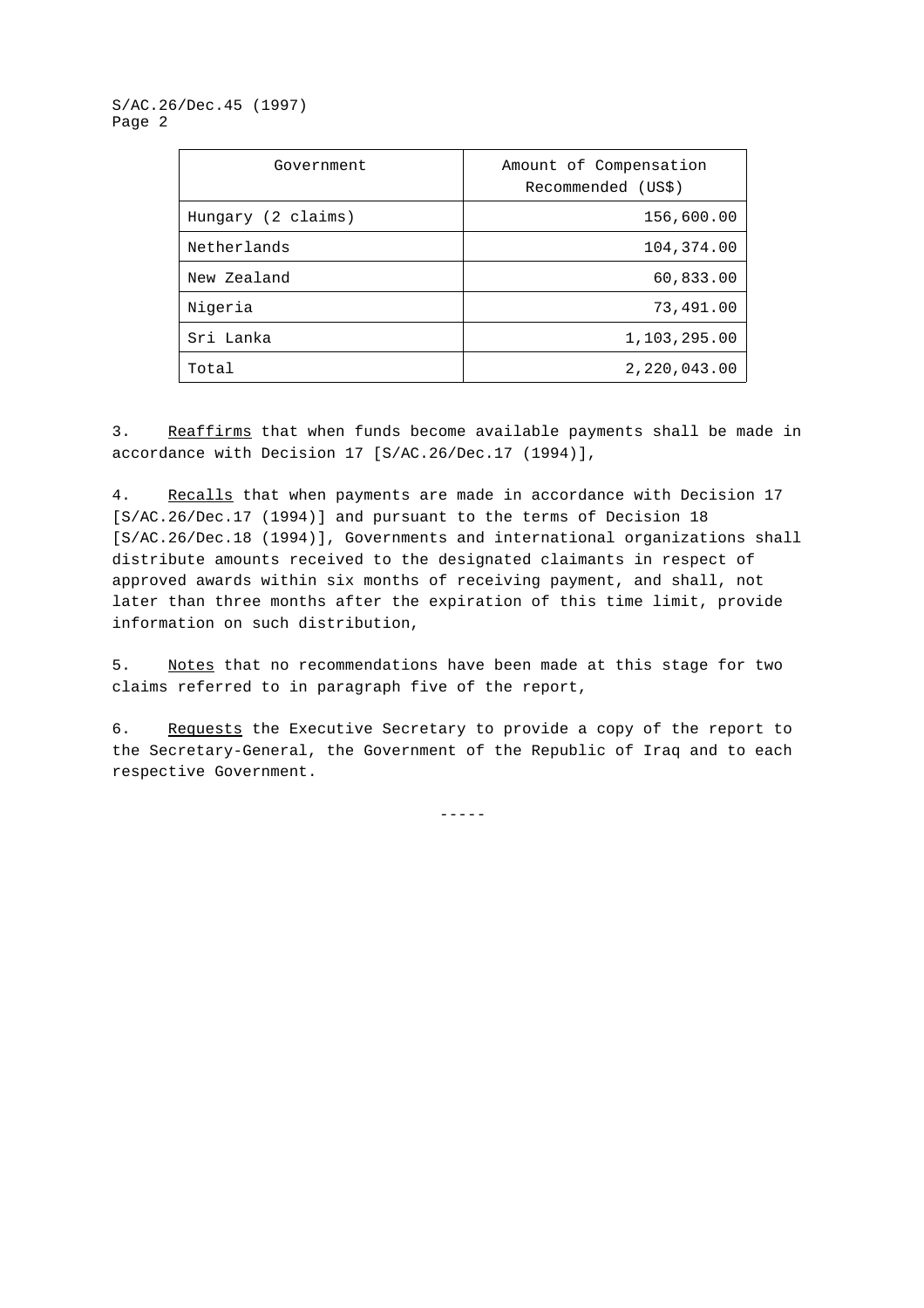| Government | Amount of Compensation Recommended (US$) |
|---|---|
| Hungary (2 claims) | 156,600.00 |
| Netherlands | 104,374.00 |
| New Zealand | 60,833.00 |
| Nigeria | 73,491.00 |
| Sri Lanka | 1,103,295.00 |
| Total | 2,220,043.00 |

3. Reaffirms that when funds become available payments shall be made in accordance with Decision 17 [S/AC.26/Dec.17 (1994)],

4. Recalls that when payments are made in accordance with Decision 17 [S/AC.26/Dec.17 (1994)] and pursuant to the terms of Decision 18 [S/AC.26/Dec.18 (1994)], Governments and international organizations shall distribute amounts received to the designated claimants in respect of approved awards within six months of receiving payment, and shall, not later than three months after the expiration of this time limit, provide information on such distribution,

5. Notes that no recommendations have been made at this stage for two claims referred to in paragraph five of the report,

6. Requests the Executive Secretary to provide a copy of the report to the Secretary-General, the Government of the Republic of Iraq and to each respective Government.

-----